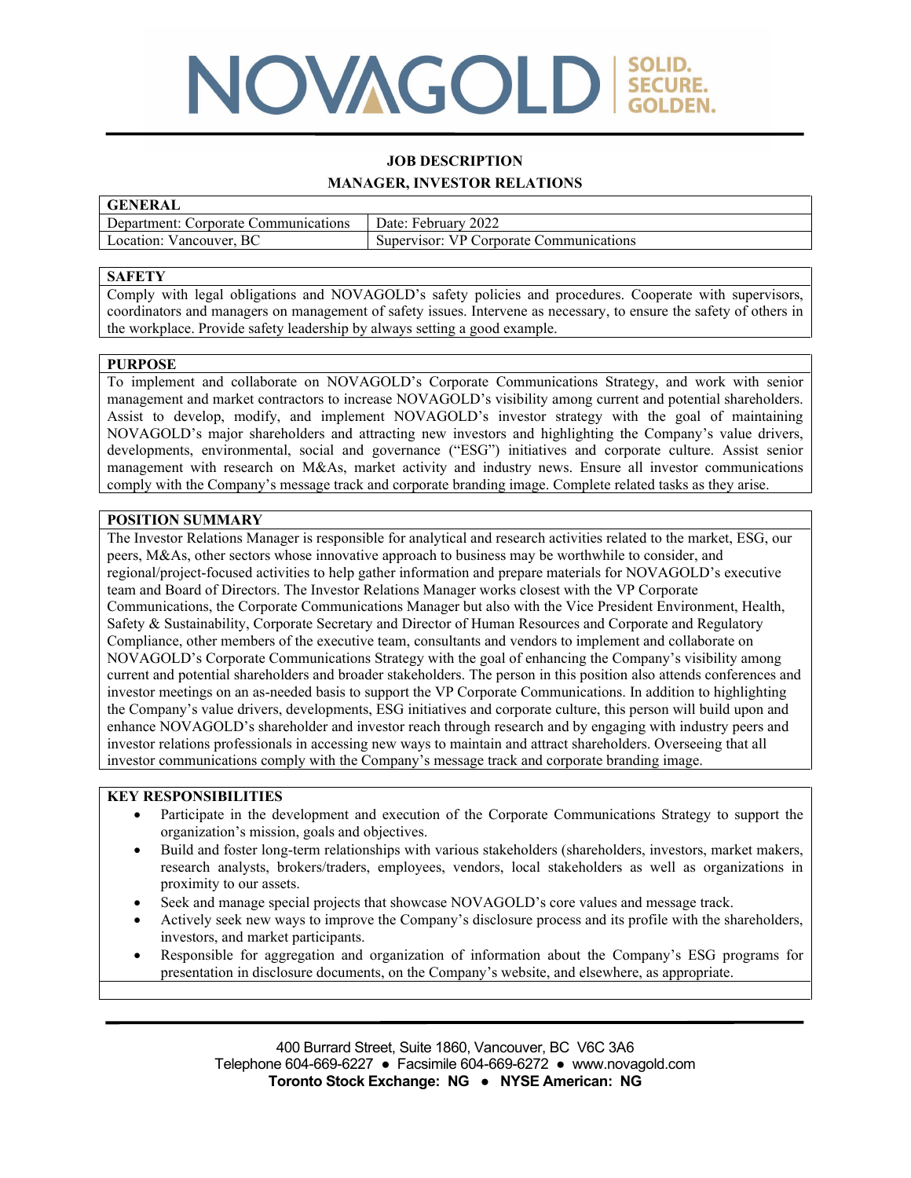# JOB DESCRIPTION

## MANAGER, INVESTOR RELATIONS

| GENERAL | |
|---|---|
| Department: Corporate Communications | Date: February 2022 |
| Location: Vancouver, BC | Supervisor: VP Corporate Communications |

### SAFETY

Comply with legal obligations and NOVAGOLD's safety policies and procedures. Cooperate with supervisors, coordinators and managers on management of safety issues. Intervene as necessary, to ensure the safety of others in the workplace. Provide safety leadership by always setting a good example.

### PURPOSE

To implement and collaborate on NOVAGOLD's Corporate Communications Strategy, and work with senior management and market contractors to increase NOVAGOLD's visibility among current and potential shareholders. Assist to develop, modify, and implement NOVAGOLD's investor strategy with the goal of maintaining NOVAGOLD's major shareholders and attracting new investors and highlighting the Company's value drivers, developments, environmental, social and governance ("ESG") initiatives and corporate culture. Assist senior management with research on M&As, market activity and industry news. Ensure all investor communications comply with the Company's message track and corporate branding image. Complete related tasks as they arise.

### POSITION SUMMARY

The Investor Relations Manager is responsible for analytical and research activities related to the market, ESG, our peers, M&As, other sectors whose innovative approach to business may be worthwhile to consider, and regional/project-focused activities to help gather information and prepare materials for NOVAGOLD's executive team and Board of Directors. The Investor Relations Manager works closest with the VP Corporate Communications, the Corporate Communications Manager but also with the Vice President Environment, Health, Safety & Sustainability, Corporate Secretary and Director of Human Resources and Corporate and Regulatory Compliance, other members of the executive team, consultants and vendors to implement and collaborate on NOVAGOLD's Corporate Communications Strategy with the goal of enhancing the Company's visibility among current and potential shareholders and broader stakeholders. The person in this position also attends conferences and investor meetings on an as-needed basis to support the VP Corporate Communications. In addition to highlighting the Company's value drivers, developments, ESG initiatives and corporate culture, this person will build upon and enhance NOVAGOLD's shareholder and investor reach through research and by engaging with industry peers and investor relations professionals in accessing new ways to maintain and attract shareholders. Overseeing that all investor communications comply with the Company's message track and corporate branding image.

### KEY RESPONSIBILITIES

- Participate in the development and execution of the Corporate Communications Strategy to support the organization's mission, goals and objectives.
- Build and foster long-term relationships with various stakeholders (shareholders, investors, market makers, research analysts, brokers/traders, employees, vendors, local stakeholders as well as organizations in proximity to our assets.
- Seek and manage special projects that showcase NOVAGOLD's core values and message track.
- Actively seek new ways to improve the Company's disclosure process and its profile with the shareholders, investors, and market participants.
- Responsible for aggregation and organization of information about the Company's ESG programs for presentation in disclosure documents, on the Company's website, and elsewhere, as appropriate.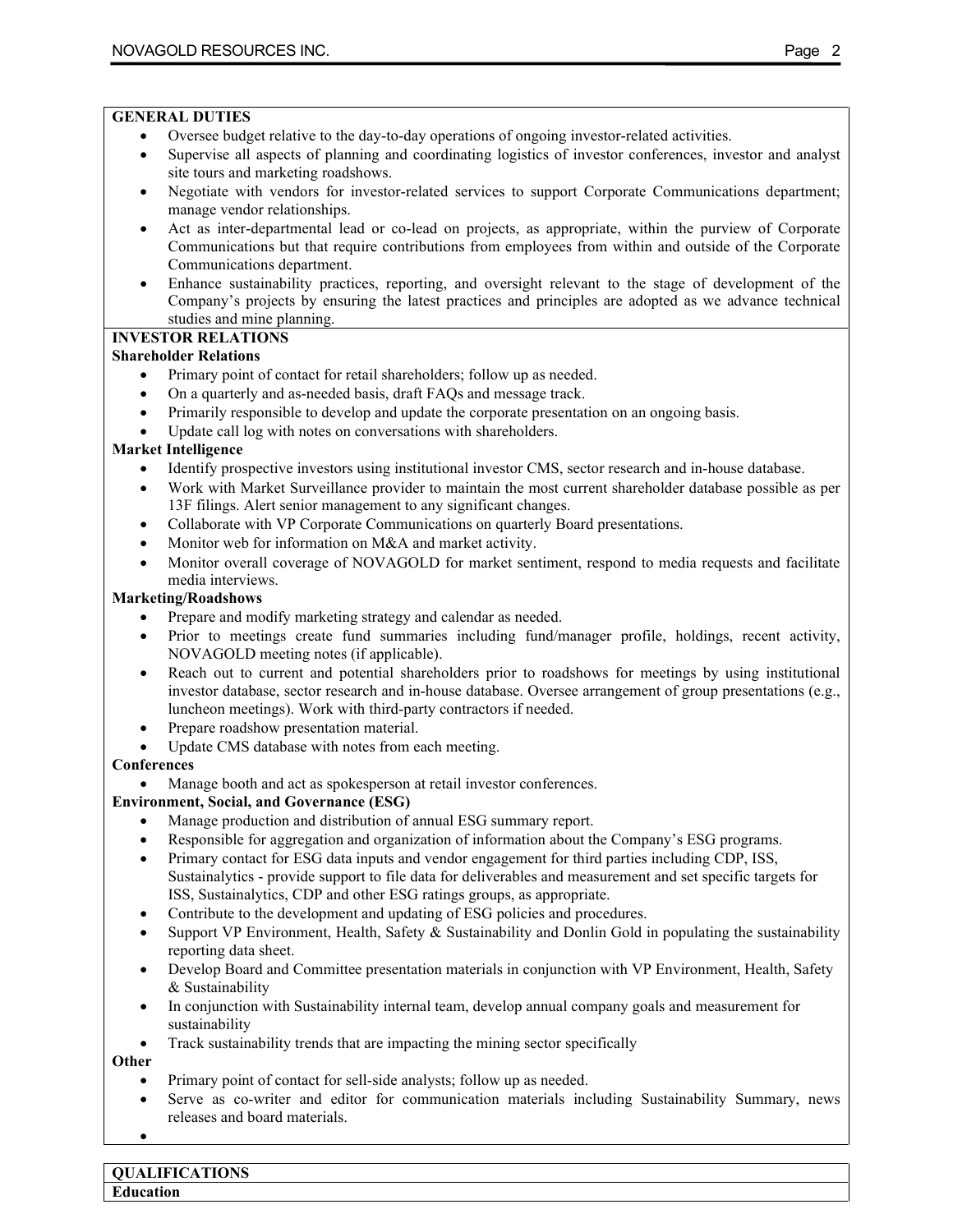**GENERAL DUTIES**

- Oversee budget relative to the day-to-day operations of ongoing investor-related activities.
- Supervise all aspects of planning and coordinating logistics of investor conferences, investor and analyst site tours and marketing roadshows.
- Negotiate with vendors for investor-related services to support Corporate Communications department; manage vendor relationships.
- Act as inter-departmental lead or co-lead on projects, as appropriate, within the purview of Corporate Communications but that require contributions from employees from within and outside of the Corporate Communications department.
- Enhance sustainability practices, reporting, and oversight relevant to the stage of development of the Company's projects by ensuring the latest practices and principles are adopted as we advance technical studies and mine planning.

**INVESTOR RELATIONS**

**Shareholder Relations**

- Primary point of contact for retail shareholders; follow up as needed.
- On a quarterly and as-needed basis, draft FAQs and message track.
- Primarily responsible to develop and update the corporate presentation on an ongoing basis.
- Update call log with notes on conversations with shareholders.

**Market Intelligence**

- Identify prospective investors using institutional investor CMS, sector research and in-house database.
- Work with Market Surveillance provider to maintain the most current shareholder database possible as per 13F filings. Alert senior management to any significant changes.
- Collaborate with VP Corporate Communications on quarterly Board presentations.
- Monitor web for information on M&A and market activity.
- Monitor overall coverage of NOVAGOLD for market sentiment, respond to media requests and facilitate media interviews.

**Marketing/Roadshows**

- Prepare and modify marketing strategy and calendar as needed.
- Prior to meetings create fund summaries including fund/manager profile, holdings, recent activity, NOVAGOLD meeting notes (if applicable).
- Reach out to current and potential shareholders prior to roadshows for meetings by using institutional investor database, sector research and in-house database. Oversee arrangement of group presentations (e.g., luncheon meetings). Work with third-party contractors if needed.
- Prepare roadshow presentation material.
- Update CMS database with notes from each meeting.

**Conferences**

- Manage booth and act as spokesperson at retail investor conferences.

**Environment, Social, and Governance (ESG)**

- Manage production and distribution of annual ESG summary report.
- Responsible for aggregation and organization of information about the Company's ESG programs.
- Primary contact for ESG data inputs and vendor engagement for third parties including CDP, ISS, Sustainalytics - provide support to file data for deliverables and measurement and set specific targets for ISS, Sustainalytics, CDP and other ESG ratings groups, as appropriate.
- Contribute to the development and updating of ESG policies and procedures.
- Support VP Environment, Health, Safety & Sustainability and Donlin Gold in populating the sustainability reporting data sheet.
- Develop Board and Committee presentation materials in conjunction with VP Environment, Health, Safety & Sustainability
- In conjunction with Sustainability internal team, develop annual company goals and measurement for sustainability
- Track sustainability trends that are impacting the mining sector specifically

**Other**

- Primary point of contact for sell-side analysts; follow up as needed.
- Serve as co-writer and editor for communication materials including Sustainability Summary, news releases and board materials.
-

**QUALIFICATIONS**

**Education**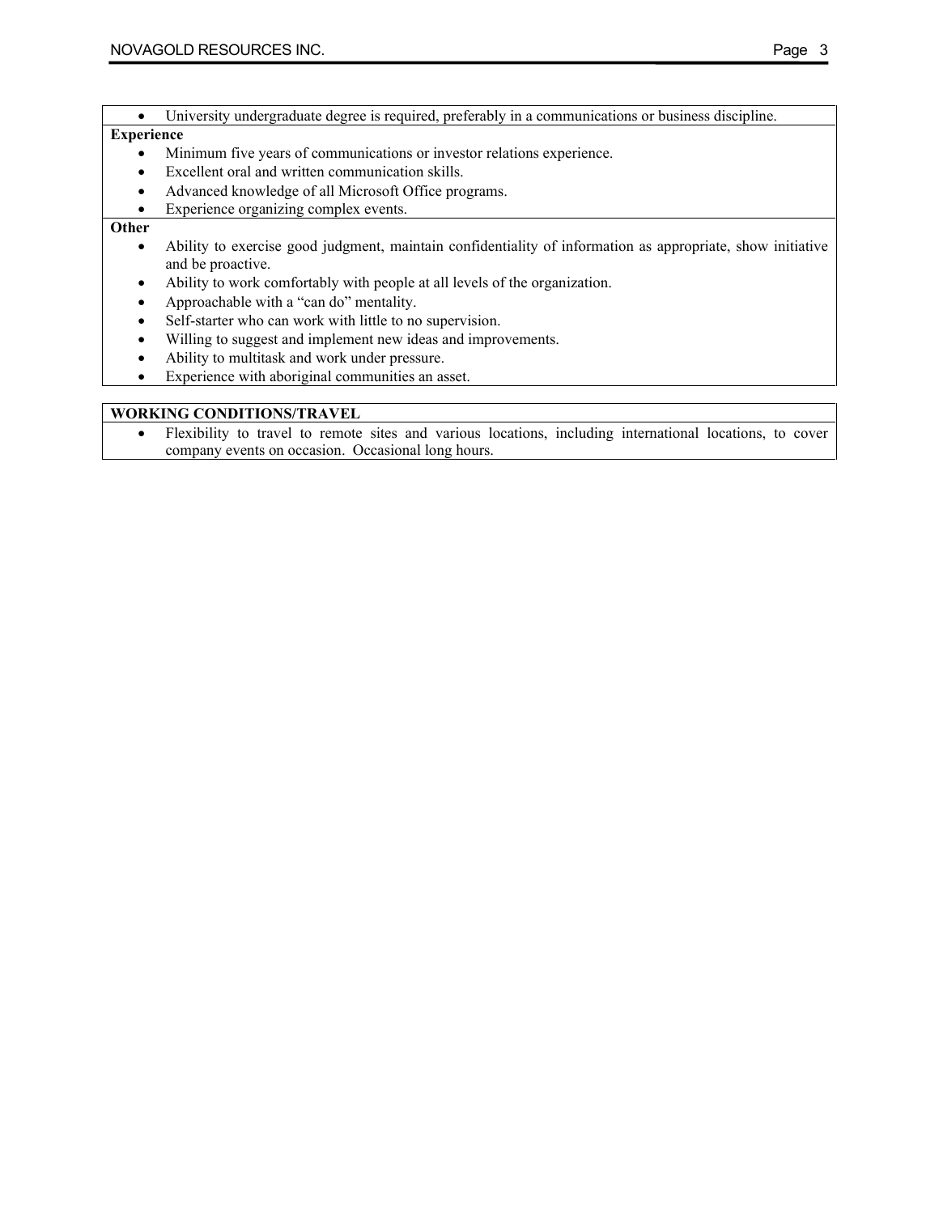- University undergraduate degree is required, preferably in a communications or business discipline.

**Experience**

- Minimum five years of communications or investor relations experience.
- Excellent oral and written communication skills.
- Advanced knowledge of all Microsoft Office programs.
- Experience organizing complex events.

**Other**

- Ability to exercise good judgment, maintain confidentiality of information as appropriate, show initiative and be proactive.
- Ability to work comfortably with people at all levels of the organization.
- Approachable with a "can do" mentality.
- Self-starter who can work with little to no supervision.
- Willing to suggest and implement new ideas and improvements.
- Ability to multitask and work under pressure.
- Experience with aboriginal communities an asset.

**WORKING CONDITIONS/TRAVEL**

- Flexibility to travel to remote sites and various locations, including international locations, to cover company events on occasion. Occasional long hours.